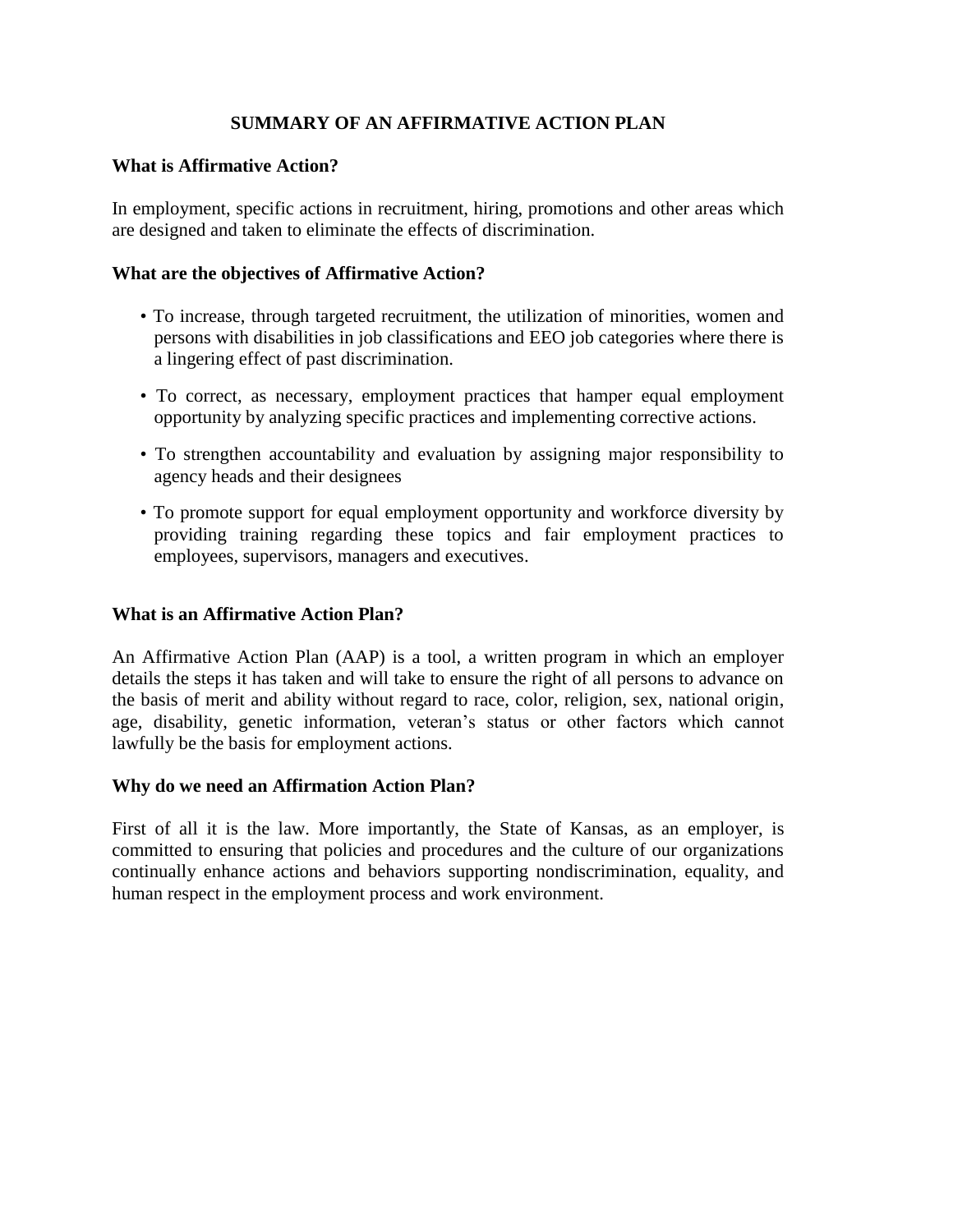# SUMMARY OF AN AFFIRMATIVE ACTION PLAN

## What is Affirmative Action?

In employment, specific actions in recruitment, hiring, promotions and other areas which are designed and taken to eliminate the effects of discrimination.

## What are the objectives of Affirmative Action?

- To increase, through targeted recruitment, the utilization of minorities, women and persons with disabilities in job classifications and EEO job categories where there is a lingering effect of past discrimination.
- To correct, as necessary, employment practices that hamper equal employment opportunity by analyzing specific practices and implementing corrective actions.
- To strengthen accountability and evaluation by assigning major responsibility to agency heads and their designees
- To promote support for equal employment opportunity and workforce diversity by providing training regarding these topics and fair employment practices to employees, supervisors, managers and executives.

## What is an Affirmative Action Plan?

An Affirmative Action Plan (AAP) is a tool, a written program in which an employer details the steps it has taken and will take to ensure the right of all persons to advance on the basis of merit and ability without regard to race, color, religion, sex, national origin, age, disability, genetic information, veteran's status or other factors which cannot lawfully be the basis for employment actions.

## Why do we need an Affirmation Action Plan?

First of all it is the law. More importantly, the State of Kansas, as an employer, is committed to ensuring that policies and procedures and the culture of our organizations continually enhance actions and behaviors supporting nondiscrimination, equality, and human respect in the employment process and work environment.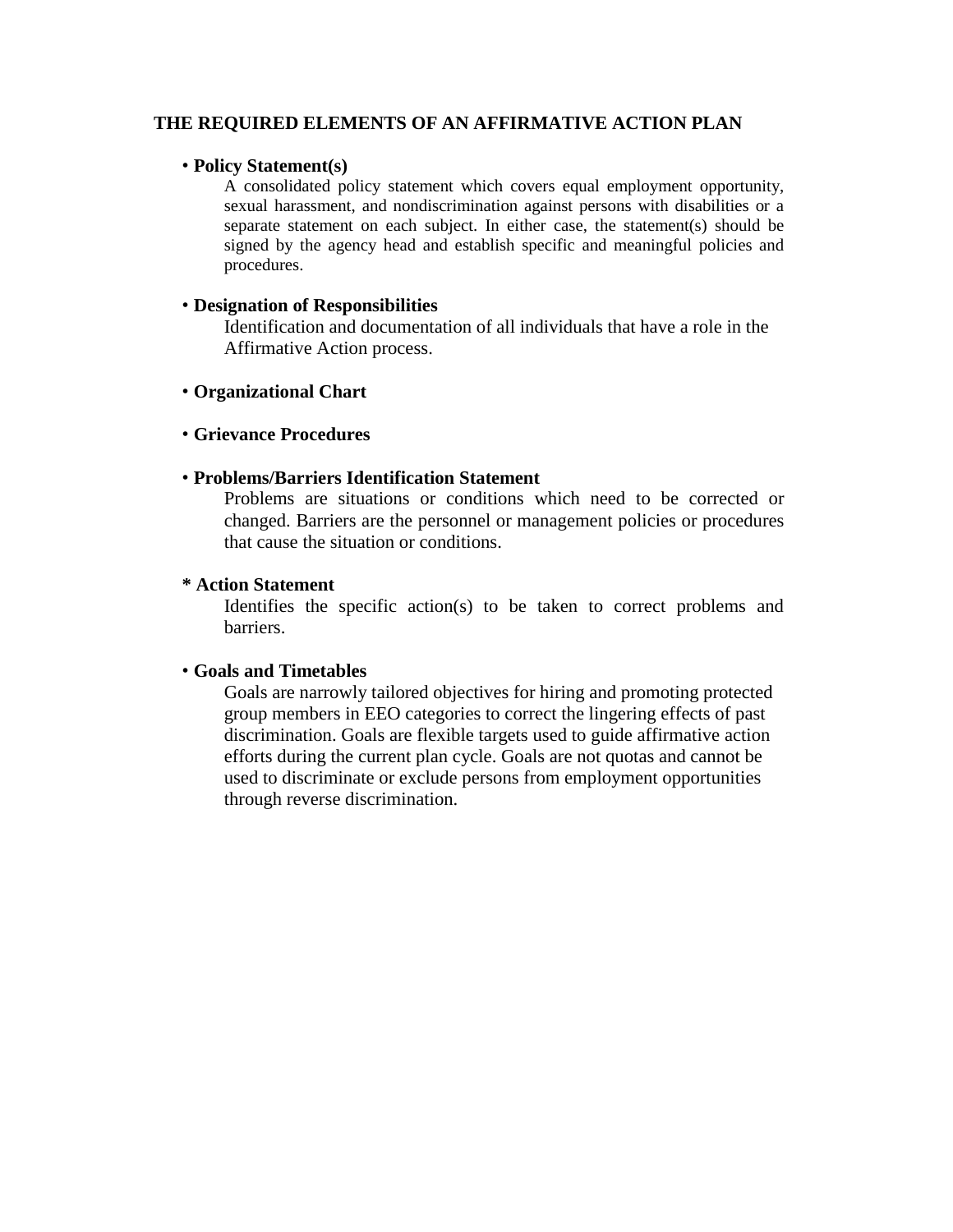## THE REQUIRED ELEMENTS OF AN AFFIRMATIVE ACTION PLAN

- **Policy Statement(s)**

  A consolidated policy statement which covers equal employment opportunity, sexual harassment, and nondiscrimination against persons with disabilities or a separate statement on each subject. In either case, the statement(s) should be signed by the agency head and establish specific and meaningful policies and procedures.

- **Designation of Responsibilities**

  Identification and documentation of all individuals that have a role in the Affirmative Action process.

- **Organizational Chart**

- **Grievance Procedures**

- **Problems/Barriers Identification Statement**

  Problems are situations or conditions which need to be corrected or changed. Barriers are the personnel or management policies or procedures that cause the situation or conditions.

* **Action Statement**

  Identifies the specific action(s) to be taken to correct problems and barriers.

- **Goals and Timetables**

  Goals are narrowly tailored objectives for hiring and promoting protected group members in EEO categories to correct the lingering effects of past discrimination. Goals are flexible targets used to guide affirmative action efforts during the current plan cycle. Goals are not quotas and cannot be used to discriminate or exclude persons from employment opportunities through reverse discrimination.